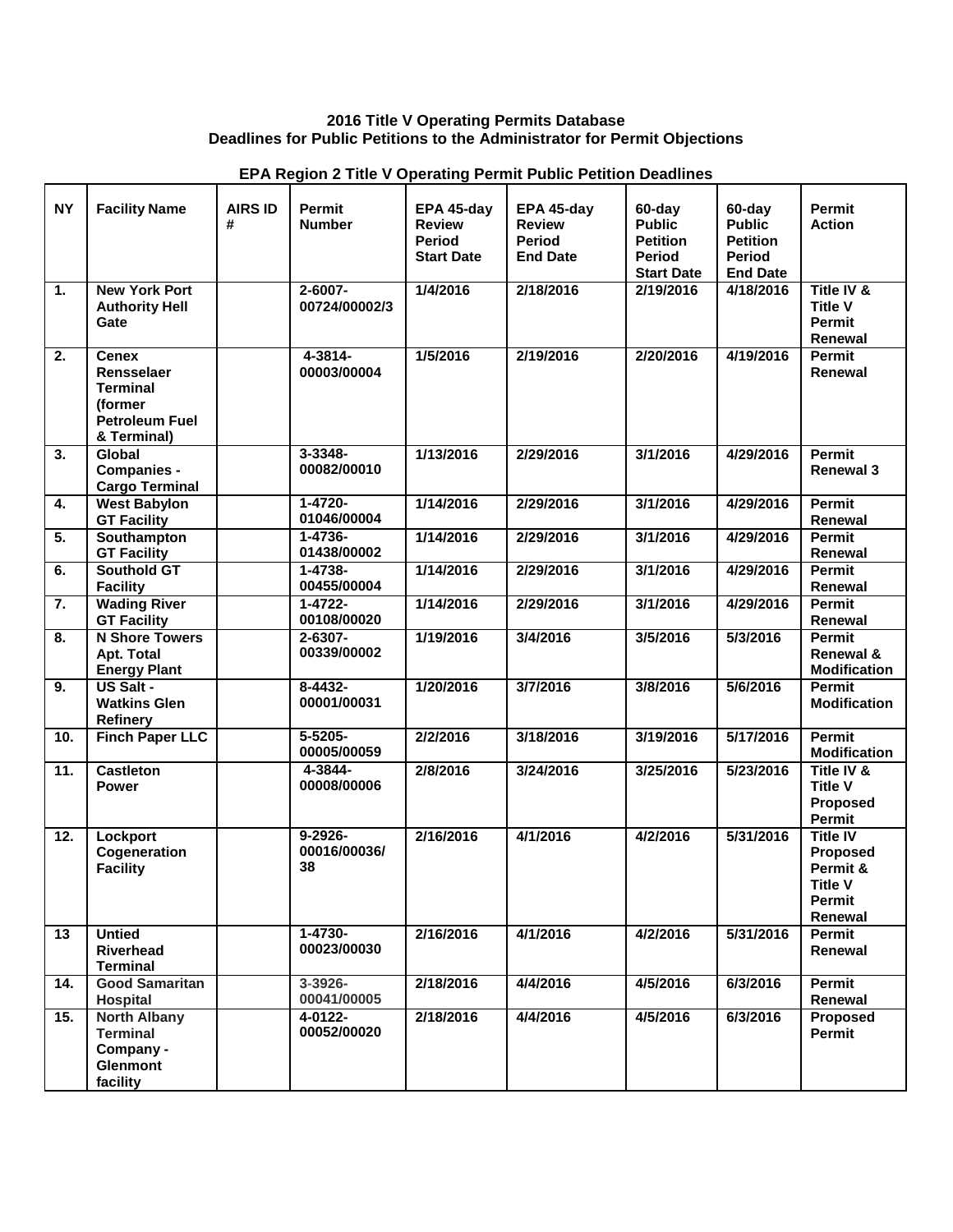**2016 Title V Operating Permits Database**
**Deadlines for Public Petitions to the Administrator for Permit Objections**

**EPA Region 2 Title V Operating Permit Public Petition Deadlines**

| NY | Facility Name | AIRS ID # | Permit Number | EPA 45-day Review Period Start Date | EPA 45-day Review Period End Date | 60-day Public Petition Period Start Date | 60-day Public Petition Period End Date | Permit Action |
|---|---|---|---|---|---|---|---|---|
| 1. | New York Port Authority Hell Gate | | 2-6007-00724/00002/3 | 1/4/2016 | 2/18/2016 | 2/19/2016 | 4/18/2016 | Title IV & Title V Permit Renewal |
| 2. | Cenex Rensselaer Terminal (former Petroleum Fuel & Terminal) | | 4-3814-00003/00004 | 1/5/2016 | 2/19/2016 | 2/20/2016 | 4/19/2016 | Permit Renewal |
| 3. | Global Companies - Cargo Terminal | | 3-3348-00082/00010 | 1/13/2016 | 2/29/2016 | 3/1/2016 | 4/29/2016 | Permit Renewal 3 |
| 4. | West Babylon GT Facility | | 1-4720-01046/00004 | 1/14/2016 | 2/29/2016 | 3/1/2016 | 4/29/2016 | Permit Renewal |
| 5. | Southampton GT Facility | | 1-4736-01438/00002 | 1/14/2016 | 2/29/2016 | 3/1/2016 | 4/29/2016 | Permit Renewal |
| 6. | Southold GT Facility | | 1-4738-00455/00004 | 1/14/2016 | 2/29/2016 | 3/1/2016 | 4/29/2016 | Permit Renewal |
| 7. | Wading River GT Facility | | 1-4722-00108/00020 | 1/14/2016 | 2/29/2016 | 3/1/2016 | 4/29/2016 | Permit Renewal |
| 8. | N Shore Towers Apt. Total Energy Plant | | 2-6307-00339/00002 | 1/19/2016 | 3/4/2016 | 3/5/2016 | 5/3/2016 | Permit Renewal & Modification |
| 9. | US Salt - Watkins Glen Refinery | | 8-4432-00001/00031 | 1/20/2016 | 3/7/2016 | 3/8/2016 | 5/6/2016 | Permit Modification |
| 10. | Finch Paper LLC | | 5-5205-00005/00059 | 2/2/2016 | 3/18/2016 | 3/19/2016 | 5/17/2016 | Permit Modification |
| 11. | Castleton Power | | 4-3844-00008/00006 | 2/8/2016 | 3/24/2016 | 3/25/2016 | 5/23/2016 | Title IV & Title V Proposed Permit |
| 12. | Lockport Cogeneration Facility | | 9-2926-00016/00036/38 | 2/16/2016 | 4/1/2016 | 4/2/2016 | 5/31/2016 | Title IV Proposed Permit & Title V Permit Renewal |
| 13 | Untied Riverhead Terminal | | 1-4730-00023/00030 | 2/16/2016 | 4/1/2016 | 4/2/2016 | 5/31/2016 | Permit Renewal |
| 14. | Good Samaritan Hospital | | 3-3926-00041/00005 | 2/18/2016 | 4/4/2016 | 4/5/2016 | 6/3/2016 | Permit Renewal |
| 15. | North Albany Terminal Company - Glenmont facility | | 4-0122-00052/00020 | 2/18/2016 | 4/4/2016 | 4/5/2016 | 6/3/2016 | Proposed Permit |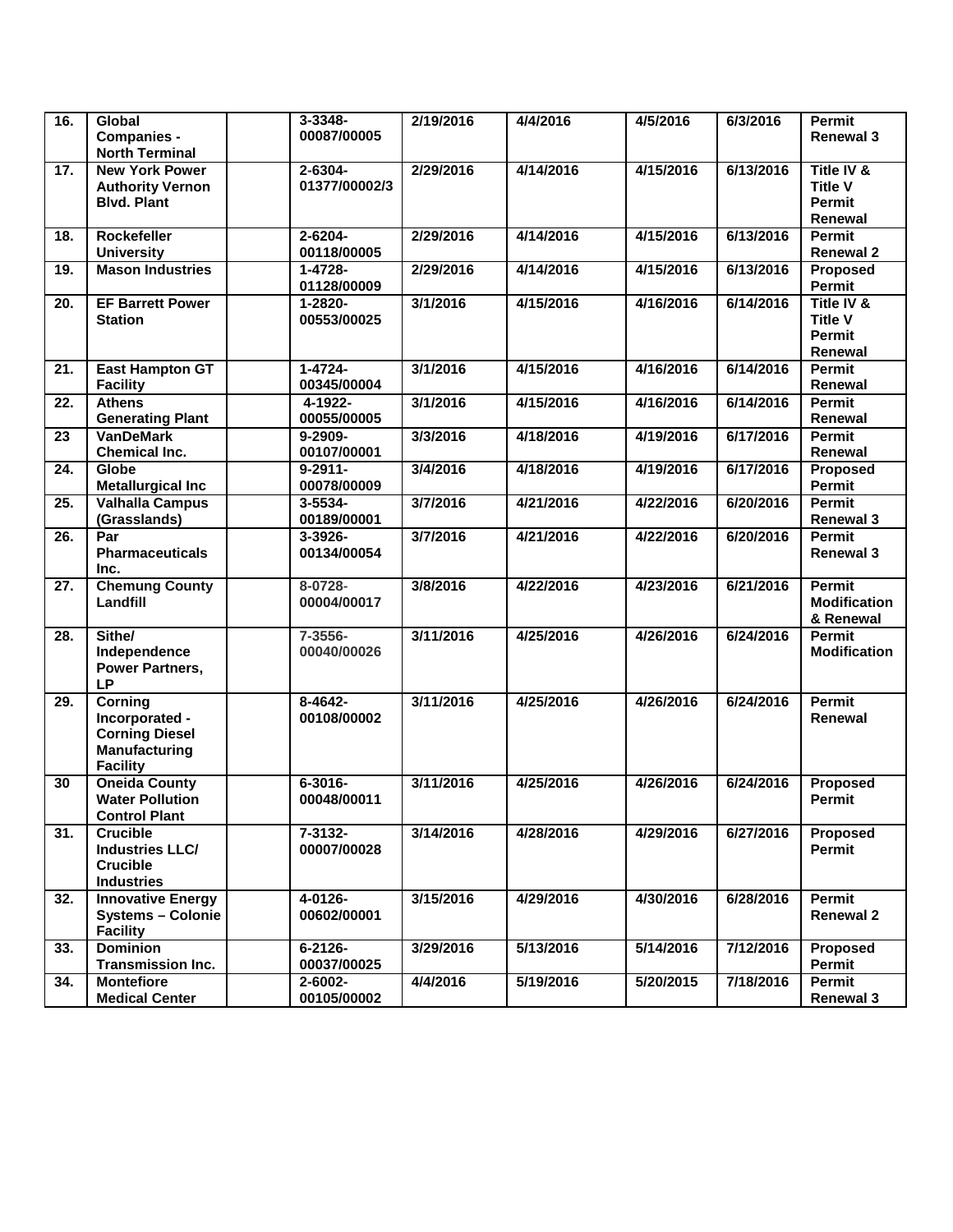| | | | | | | | | |
|---|---|---|---|---|---|---|---|---|
| 16. | Global Companies - North Terminal | | 3-3348-00087/00005 | 2/19/2016 | 4/4/2016 | 4/5/2016 | 6/3/2016 | Permit Renewal 3 |
| 17. | New York Power Authority Vernon Blvd. Plant | | 2-6304-01377/00002/3 | 2/29/2016 | 4/14/2016 | 4/15/2016 | 6/13/2016 | Title IV & Title V Permit Renewal |
| 18. | Rockefeller University | | 2-6204-00118/00005 | 2/29/2016 | 4/14/2016 | 4/15/2016 | 6/13/2016 | Permit Renewal 2 |
| 19. | Mason Industries | | 1-4728-01128/00009 | 2/29/2016 | 4/14/2016 | 4/15/2016 | 6/13/2016 | Proposed Permit |
| 20. | EF Barrett Power Station | | 1-2820-00553/00025 | 3/1/2016 | 4/15/2016 | 4/16/2016 | 6/14/2016 | Title IV & Title V Permit Renewal |
| 21. | East Hampton GT Facility | | 1-4724-00345/00004 | 3/1/2016 | 4/15/2016 | 4/16/2016 | 6/14/2016 | Permit Renewal |
| 22. | Athens Generating Plant | | 4-1922-00055/00005 | 3/1/2016 | 4/15/2016 | 4/16/2016 | 6/14/2016 | Permit Renewal |
| 23 | VanDeMark Chemical Inc. | | 9-2909-00107/00001 | 3/3/2016 | 4/18/2016 | 4/19/2016 | 6/17/2016 | Permit Renewal |
| 24. | Globe Metallurgical Inc | | 9-2911-00078/00009 | 3/4/2016 | 4/18/2016 | 4/19/2016 | 6/17/2016 | Proposed Permit |
| 25. | Valhalla Campus (Grasslands) | | 3-5534-00189/00001 | 3/7/2016 | 4/21/2016 | 4/22/2016 | 6/20/2016 | Permit Renewal 3 |
| 26. | Par Pharmaceuticals Inc. | | 3-3926-00134/00054 | 3/7/2016 | 4/21/2016 | 4/22/2016 | 6/20/2016 | Permit Renewal 3 |
| 27. | Chemung County Landfill | | 8-0728-00004/00017 | 3/8/2016 | 4/22/2016 | 4/23/2016 | 6/21/2016 | Permit Modification & Renewal |
| 28. | Sithe/ Independence Power Partners, LP | | 7-3556-00040/00026 | 3/11/2016 | 4/25/2016 | 4/26/2016 | 6/24/2016 | Permit Modification |
| 29. | Corning Incorporated - Corning Diesel Manufacturing Facility | | 8-4642-00108/00002 | 3/11/2016 | 4/25/2016 | 4/26/2016 | 6/24/2016 | Permit Renewal |
| 30 | Oneida County Water Pollution Control Plant | | 6-3016-00048/00011 | 3/11/2016 | 4/25/2016 | 4/26/2016 | 6/24/2016 | Proposed Permit |
| 31. | Crucible Industries LLC/ Crucible Industries | | 7-3132-00007/00028 | 3/14/2016 | 4/28/2016 | 4/29/2016 | 6/27/2016 | Proposed Permit |
| 32. | Innovative Energy Systems – Colonie Facility | | 4-0126-00602/00001 | 3/15/2016 | 4/29/2016 | 4/30/2016 | 6/28/2016 | Permit Renewal 2 |
| 33. | Dominion Transmission Inc. | | 6-2126-00037/00025 | 3/29/2016 | 5/13/2016 | 5/14/2016 | 7/12/2016 | Proposed Permit |
| 34. | Montefiore Medical Center | | 2-6002-00105/00002 | 4/4/2016 | 5/19/2016 | 5/20/2015 | 7/18/2016 | Permit Renewal 3 |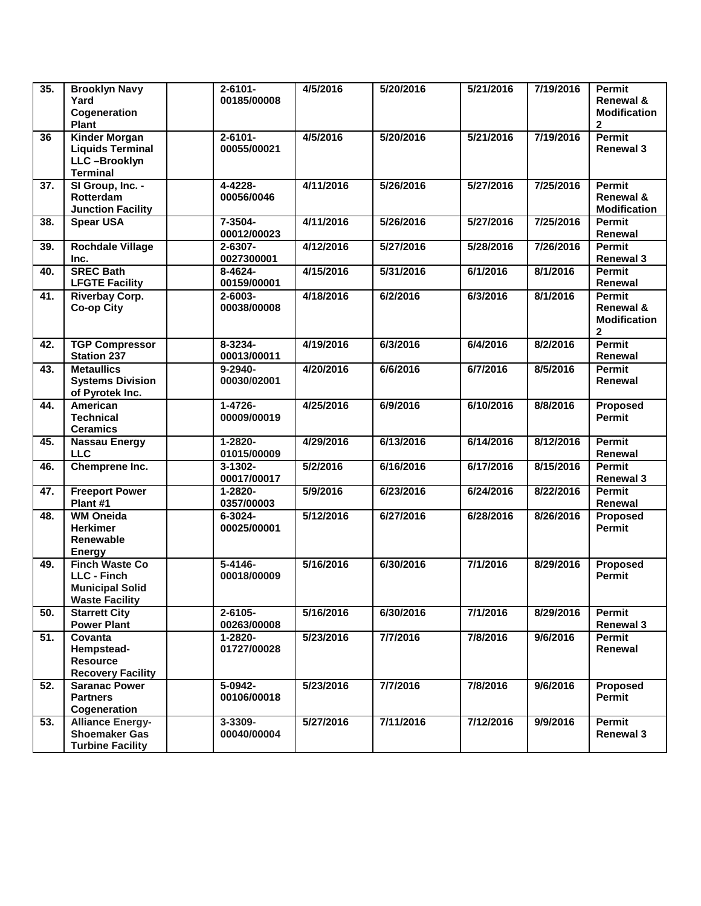| 35. | Brooklyn Navy Yard Cogeneration Plant | | 2-6101-00185/00008 | 4/5/2016 | 5/20/2016 | 5/21/2016 | 7/19/2016 | Permit Renewal & Modification 2 |
|---|---|---|---|---|---|---|---|---|
| 36 | Kinder Morgan Liquids Terminal LLC –Brooklyn Terminal | | 2-6101-00055/00021 | 4/5/2016 | 5/20/2016 | 5/21/2016 | 7/19/2016 | Permit Renewal 3 |
| 37. | SI Group, Inc. - Rotterdam Junction Facility | | 4-4228-00056/0046 | 4/11/2016 | 5/26/2016 | 5/27/2016 | 7/25/2016 | Permit Renewal & Modification |
| 38. | Spear USA | | 7-3504-00012/00023 | 4/11/2016 | 5/26/2016 | 5/27/2016 | 7/25/2016 | Permit Renewal |
| 39. | Rochdale Village Inc. | | 2-6307-0027300001 | 4/12/2016 | 5/27/2016 | 5/28/2016 | 7/26/2016 | Permit Renewal 3 |
| 40. | SREC Bath LFGTE Facility | | 8-4624-00159/00001 | 4/15/2016 | 5/31/2016 | 6/1/2016 | 8/1/2016 | Permit Renewal |
| 41. | Riverbay Corp. Co-op City | | 2-6003-00038/00008 | 4/18/2016 | 6/2/2016 | 6/3/2016 | 8/1/2016 | Permit Renewal & Modification 2 |
| 42. | TGP Compressor Station 237 | | 8-3234-00013/00011 | 4/19/2016 | 6/3/2016 | 6/4/2016 | 8/2/2016 | Permit Renewal |
| 43. | Metaullics Systems Division of Pyrotek Inc. | | 9-2940-00030/02001 | 4/20/2016 | 6/6/2016 | 6/7/2016 | 8/5/2016 | Permit Renewal |
| 44. | American Technical Ceramics | | 1-4726-00009/00019 | 4/25/2016 | 6/9/2016 | 6/10/2016 | 8/8/2016 | Proposed Permit |
| 45. | Nassau Energy LLC | | 1-2820-01015/00009 | 4/29/2016 | 6/13/2016 | 6/14/2016 | 8/12/2016 | Permit Renewal |
| 46. | Chemprene Inc. | | 3-1302-00017/00017 | 5/2/2016 | 6/16/2016 | 6/17/2016 | 8/15/2016 | Permit Renewal 3 |
| 47. | Freeport Power Plant #1 | | 1-2820-0357/00003 | 5/9/2016 | 6/23/2016 | 6/24/2016 | 8/22/2016 | Permit Renewal |
| 48. | WM Oneida Herkimer Renewable Energy | | 6-3024-00025/00001 | 5/12/2016 | 6/27/2016 | 6/28/2016 | 8/26/2016 | Proposed Permit |
| 49. | Finch Waste Co LLC - Finch Municipal Solid Waste Facility | | 5-4146-00018/00009 | 5/16/2016 | 6/30/2016 | 7/1/2016 | 8/29/2016 | Proposed Permit |
| 50. | Starrett City Power Plant | | 2-6105-00263/00008 | 5/16/2016 | 6/30/2016 | 7/1/2016 | 8/29/2016 | Permit Renewal 3 |
| 51. | Covanta Hempstead-Resource Recovery Facility | | 1-2820-01727/00028 | 5/23/2016 | 7/7/2016 | 7/8/2016 | 9/6/2016 | Permit Renewal |
| 52. | Saranac Power Partners Cogeneration | | 5-0942-00106/00018 | 5/23/2016 | 7/7/2016 | 7/8/2016 | 9/6/2016 | Proposed Permit |
| 53. | Alliance Energy-Shoemaker Gas Turbine Facility | | 3-3309-00040/00004 | 5/27/2016 | 7/11/2016 | 7/12/2016 | 9/9/2016 | Permit Renewal 3 |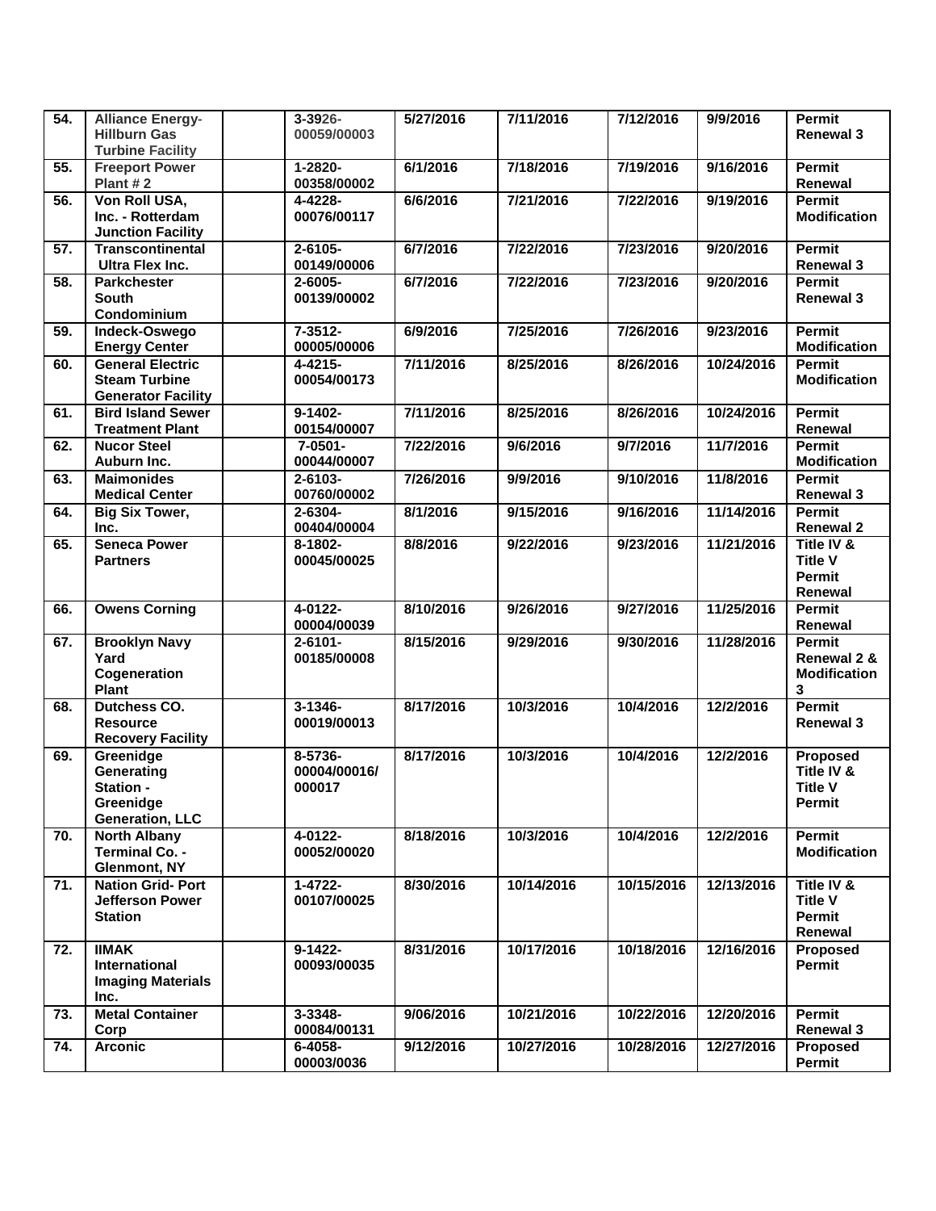| | | | | | | | | |
|---|---|---|---|---|---|---|---|---|
| 54. | Alliance Energy-Hillburn Gas Turbine Facility | | 3-3926-00059/00003 | 5/27/2016 | 7/11/2016 | 7/12/2016 | 9/9/2016 | Permit Renewal 3 |
| 55. | Freeport Power Plant # 2 | | 1-2820-00358/00002 | 6/1/2016 | 7/18/2016 | 7/19/2016 | 9/16/2016 | Permit Renewal |
| 56. | Von Roll USA, Inc. - Rotterdam Junction Facility | | 4-4228-00076/00117 | 6/6/2016 | 7/21/2016 | 7/22/2016 | 9/19/2016 | Permit Modification |
| 57. | Transcontinental Ultra Flex Inc. | | 2-6105-00149/00006 | 6/7/2016 | 7/22/2016 | 7/23/2016 | 9/20/2016 | Permit Renewal 3 |
| 58. | Parkchester South Condominium | | 2-6005-00139/00002 | 6/7/2016 | 7/22/2016 | 7/23/2016 | 9/20/2016 | Permit Renewal 3 |
| 59. | Indeck-Oswego Energy Center | | 7-3512-00005/00006 | 6/9/2016 | 7/25/2016 | 7/26/2016 | 9/23/2016 | Permit Modification |
| 60. | General Electric Steam Turbine Generator Facility | | 4-4215-00054/00173 | 7/11/2016 | 8/25/2016 | 8/26/2016 | 10/24/2016 | Permit Modification |
| 61. | Bird Island Sewer Treatment Plant | | 9-1402-00154/00007 | 7/11/2016 | 8/25/2016 | 8/26/2016 | 10/24/2016 | Permit Renewal |
| 62. | Nucor Steel Auburn Inc. | | 7-0501-00044/00007 | 7/22/2016 | 9/6/2016 | 9/7/2016 | 11/7/2016 | Permit Modification |
| 63. | Maimonides Medical Center | | 2-6103-00760/00002 | 7/26/2016 | 9/9/2016 | 9/10/2016 | 11/8/2016 | Permit Renewal 3 |
| 64. | Big Six Tower, Inc. | | 2-6304-00404/00004 | 8/1/2016 | 9/15/2016 | 9/16/2016 | 11/14/2016 | Permit Renewal 2 |
| 65. | Seneca Power Partners | | 8-1802-00045/00025 | 8/8/2016 | 9/22/2016 | 9/23/2016 | 11/21/2016 | Title IV & Title V Permit Renewal |
| 66. | Owens Corning | | 4-0122-00004/00039 | 8/10/2016 | 9/26/2016 | 9/27/2016 | 11/25/2016 | Permit Renewal |
| 67. | Brooklyn Navy Yard Cogeneration Plant | | 2-6101-00185/00008 | 8/15/2016 | 9/29/2016 | 9/30/2016 | 11/28/2016 | Permit Renewal 2 & Modification 3 |
| 68. | Dutchess CO. Resource Recovery Facility | | 3-1346-00019/00013 | 8/17/2016 | 10/3/2016 | 10/4/2016 | 12/2/2016 | Permit Renewal 3 |
| 69. | Greenidge Generating Station - Greenidge Generation, LLC | | 8-5736-00004/00016/000017 | 8/17/2016 | 10/3/2016 | 10/4/2016 | 12/2/2016 | Proposed Title IV & Title V Permit |
| 70. | North Albany Terminal Co. - Glenmont, NY | | 4-0122-00052/00020 | 8/18/2016 | 10/3/2016 | 10/4/2016 | 12/2/2016 | Permit Modification |
| 71. | Nation Grid- Port Jefferson Power Station | | 1-4722-00107/00025 | 8/30/2016 | 10/14/2016 | 10/15/2016 | 12/13/2016 | Title IV & Title V Permit Renewal |
| 72. | IIMAK International Imaging Materials Inc. | | 9-1422-00093/00035 | 8/31/2016 | 10/17/2016 | 10/18/2016 | 12/16/2016 | Proposed Permit |
| 73. | Metal Container Corp | | 3-3348-00084/00131 | 9/06/2016 | 10/21/2016 | 10/22/2016 | 12/20/2016 | Permit Renewal 3 |
| 74. | Arconic | | 6-4058-00003/0036 | 9/12/2016 | 10/27/2016 | 10/28/2016 | 12/27/2016 | Proposed Permit |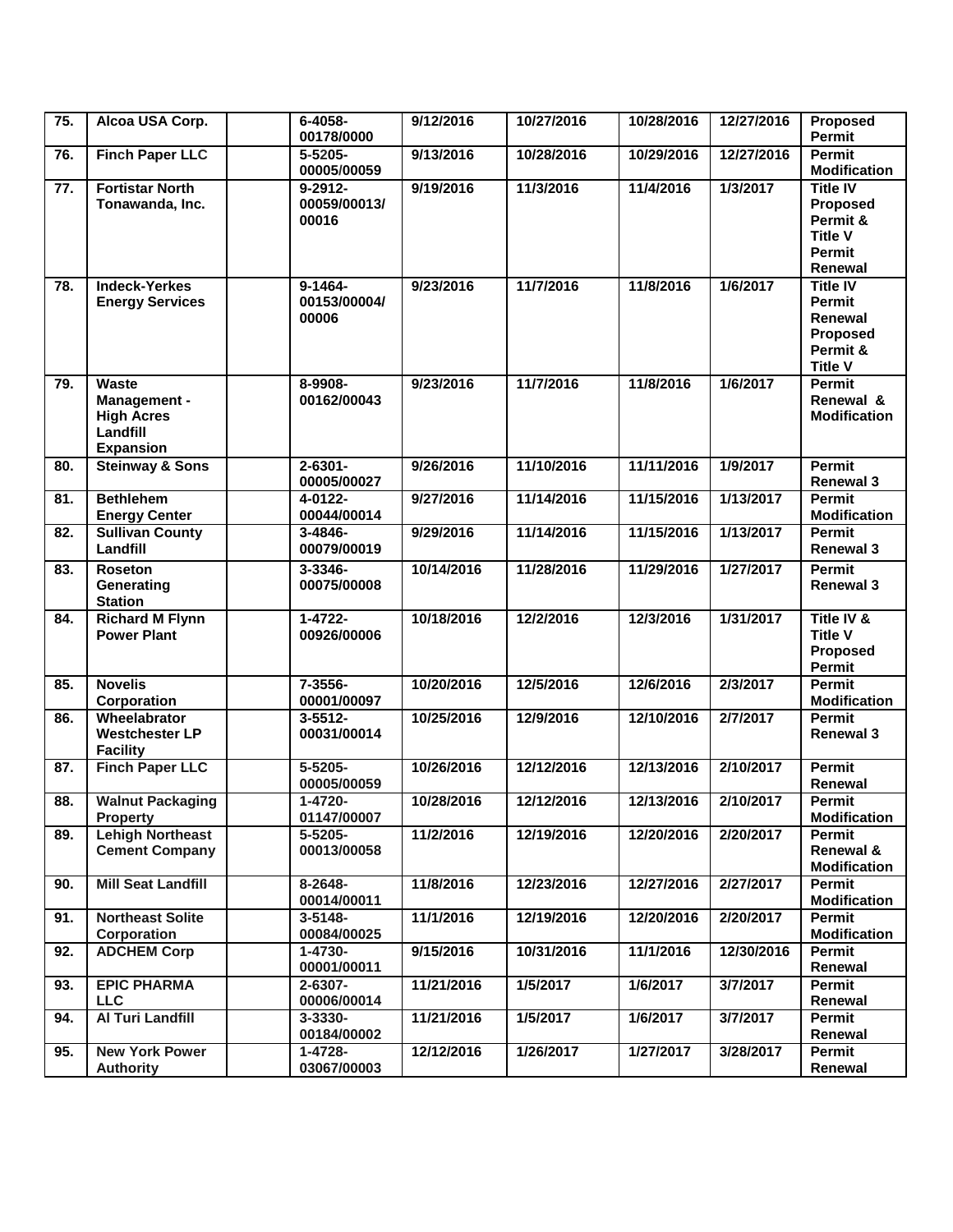| 75. | Alcoa USA Corp. | | 6-4058-00178/0000 | 9/12/2016 | 10/27/2016 | 10/28/2016 | 12/27/2016 | Proposed Permit |
|---|---|---|---|---|---|---|---|---|
| 76. | Finch Paper LLC | | 5-5205-00005/00059 | 9/13/2016 | 10/28/2016 | 10/29/2016 | 12/27/2016 | Permit Modification |
| 77. | Fortistar North Tonawanda, Inc. | | 9-2912-00059/00013/00016 | 9/19/2016 | 11/3/2016 | 11/4/2016 | 1/3/2017 | Title IV Proposed Permit & Title V Permit Renewal |
| 78. | Indeck-Yerkes Energy Services | | 9-1464-00153/00004/00006 | 9/23/2016 | 11/7/2016 | 11/8/2016 | 1/6/2017 | Title IV Permit Renewal Proposed Permit & Title V |
| 79. | Waste Management - High Acres Landfill Expansion | | 8-9908-00162/00043 | 9/23/2016 | 11/7/2016 | 11/8/2016 | 1/6/2017 | Permit Renewal & Modification |
| 80. | Steinway & Sons | | 2-6301-00005/00027 | 9/26/2016 | 11/10/2016 | 11/11/2016 | 1/9/2017 | Permit Renewal 3 |
| 81. | Bethlehem Energy Center | | 4-0122-00044/00014 | 9/27/2016 | 11/14/2016 | 11/15/2016 | 1/13/2017 | Permit Modification |
| 82. | Sullivan County Landfill | | 3-4846-00079/00019 | 9/29/2016 | 11/14/2016 | 11/15/2016 | 1/13/2017 | Permit Renewal 3 |
| 83. | Roseton Generating Station | | 3-3346-00075/00008 | 10/14/2016 | 11/28/2016 | 11/29/2016 | 1/27/2017 | Permit Renewal 3 |
| 84. | Richard M Flynn Power Plant | | 1-4722-00926/00006 | 10/18/2016 | 12/2/2016 | 12/3/2016 | 1/31/2017 | Title IV & Title V Proposed Permit |
| 85. | Novelis Corporation | | 7-3556-00001/00097 | 10/20/2016 | 12/5/2016 | 12/6/2016 | 2/3/2017 | Permit Modification |
| 86. | Wheelabrator Westchester LP Facility | | 3-5512-00031/00014 | 10/25/2016 | 12/9/2016 | 12/10/2016 | 2/7/2017 | Permit Renewal 3 |
| 87. | Finch Paper LLC | | 5-5205-00005/00059 | 10/26/2016 | 12/12/2016 | 12/13/2016 | 2/10/2017 | Permit Renewal |
| 88. | Walnut Packaging Property | | 1-4720-01147/00007 | 10/28/2016 | 12/12/2016 | 12/13/2016 | 2/10/2017 | Permit Modification |
| 89. | Lehigh Northeast Cement Company | | 5-5205-00013/00058 | 11/2/2016 | 12/19/2016 | 12/20/2016 | 2/20/2017 | Permit Renewal & Modification |
| 90. | Mill Seat Landfill | | 8-2648-00014/00011 | 11/8/2016 | 12/23/2016 | 12/27/2016 | 2/27/2017 | Permit Modification |
| 91. | Northeast Solite Corporation | | 3-5148-00084/00025 | 11/1/2016 | 12/19/2016 | 12/20/2016 | 2/20/2017 | Permit Modification |
| 92. | ADCHEM Corp | | 1-4730-00001/00011 | 9/15/2016 | 10/31/2016 | 11/1/2016 | 12/30/2016 | Permit Renewal |
| 93. | EPIC PHARMA LLC | | 2-6307-00006/00014 | 11/21/2016 | 1/5/2017 | 1/6/2017 | 3/7/2017 | Permit Renewal |
| 94. | Al Turi Landfill | | 3-3330-00184/00002 | 11/21/2016 | 1/5/2017 | 1/6/2017 | 3/7/2017 | Permit Renewal |
| 95. | New York Power Authority | | 1-4728-03067/00003 | 12/12/2016 | 1/26/2017 | 1/27/2017 | 3/28/2017 | Permit Renewal |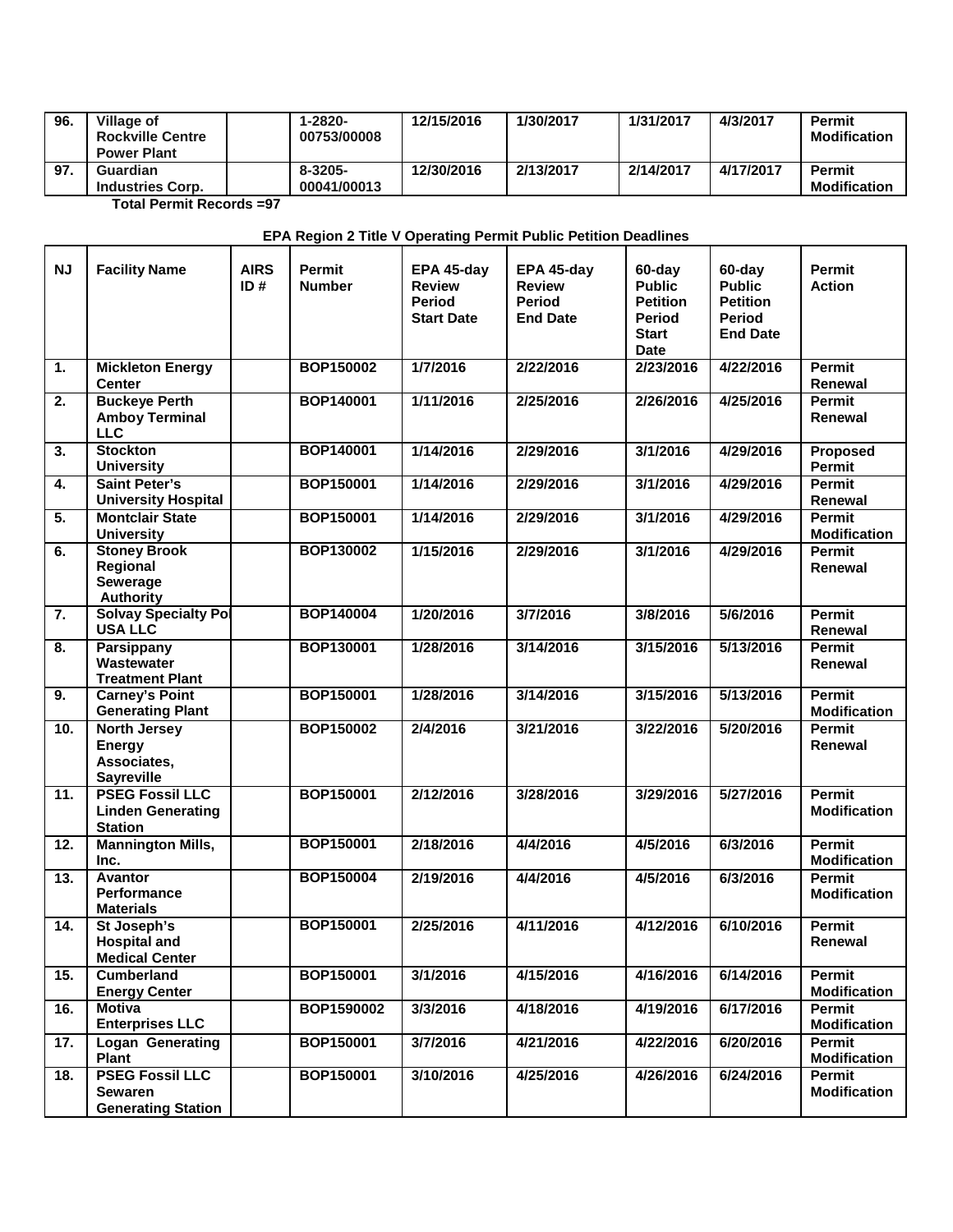| 96. | Village of Rockville Centre Power Plant | | 1-2820-00753/00008 | 12/15/2016 | 1/30/2017 | 1/31/2017 | 4/3/2017 | Permit Modification |
|---|---|---|---|---|---|---|---|---|
| 97. | Guardian Industries Corp. | | 8-3205-00041/00013 | 12/30/2016 | 2/13/2017 | 2/14/2017 | 4/17/2017 | Permit Modification |

**Total Permit Records =97**

**EPA Region 2 Title V Operating Permit Public Petition Deadlines**

| NJ | Facility Name | AIRS ID # | Permit Number | EPA 45-day Review Period Start Date | EPA 45-day Review Period End Date | 60-day Public Petition Period Start Date | 60-day Public Petition Period End Date | Permit Action |
|---|---|---|---|---|---|---|---|---|
| 1. | Mickleton Energy Center | | BOP150002 | 1/7/2016 | 2/22/2016 | 2/23/2016 | 4/22/2016 | Permit Renewal |
| 2. | Buckeye Perth Amboy Terminal LLC | | BOP140001 | 1/11/2016 | 2/25/2016 | 2/26/2016 | 4/25/2016 | Permit Renewal |
| 3. | Stockton University | | BOP140001 | 1/14/2016 | 2/29/2016 | 3/1/2016 | 4/29/2016 | Proposed Permit |
| 4. | Saint Peter's University Hospital | | BOP150001 | 1/14/2016 | 2/29/2016 | 3/1/2016 | 4/29/2016 | Permit Renewal |
| 5. | Montclair State University | | BOP150001 | 1/14/2016 | 2/29/2016 | 3/1/2016 | 4/29/2016 | Permit Modification |
| 6. | Stoney Brook Regional Sewerage Authority | | BOP130002 | 1/15/2016 | 2/29/2016 | 3/1/2016 | 4/29/2016 | Permit Renewal |
| 7. | Solvay Specialty Po USA LLC | | BOP140004 | 1/20/2016 | 3/7/2016 | 3/8/2016 | 5/6/2016 | Permit Renewal |
| 8. | Parsippany Wastewater Treatment Plant | | BOP130001 | 1/28/2016 | 3/14/2016 | 3/15/2016 | 5/13/2016 | Permit Renewal |
| 9. | Carney's Point Generating Plant | | BOP150001 | 1/28/2016 | 3/14/2016 | 3/15/2016 | 5/13/2016 | Permit Modification |
| 10. | North Jersey Energy Associates, Sayreville | | BOP150002 | 2/4/2016 | 3/21/2016 | 3/22/2016 | 5/20/2016 | Permit Renewal |
| 11. | PSEG Fossil LLC Linden Generating Station | | BOP150001 | 2/12/2016 | 3/28/2016 | 3/29/2016 | 5/27/2016 | Permit Modification |
| 12. | Mannington Mills, Inc. | | BOP150001 | 2/18/2016 | 4/4/2016 | 4/5/2016 | 6/3/2016 | Permit Modification |
| 13. | Avantor Performance Materials | | BOP150004 | 2/19/2016 | 4/4/2016 | 4/5/2016 | 6/3/2016 | Permit Modification |
| 14. | St Joseph's Hospital and Medical Center | | BOP150001 | 2/25/2016 | 4/11/2016 | 4/12/2016 | 6/10/2016 | Permit Renewal |
| 15. | Cumberland Energy Center | | BOP150001 | 3/1/2016 | 4/15/2016 | 4/16/2016 | 6/14/2016 | Permit Modification |
| 16. | Motiva Enterprises LLC | | BOP1590002 | 3/3/2016 | 4/18/2016 | 4/19/2016 | 6/17/2016 | Permit Modification |
| 17. | Logan Generating Plant | | BOP150001 | 3/7/2016 | 4/21/2016 | 4/22/2016 | 6/20/2016 | Permit Modification |
| 18. | PSEG Fossil LLC Sewaren Generating Station | | BOP150001 | 3/10/2016 | 4/25/2016 | 4/26/2016 | 6/24/2016 | Permit Modification |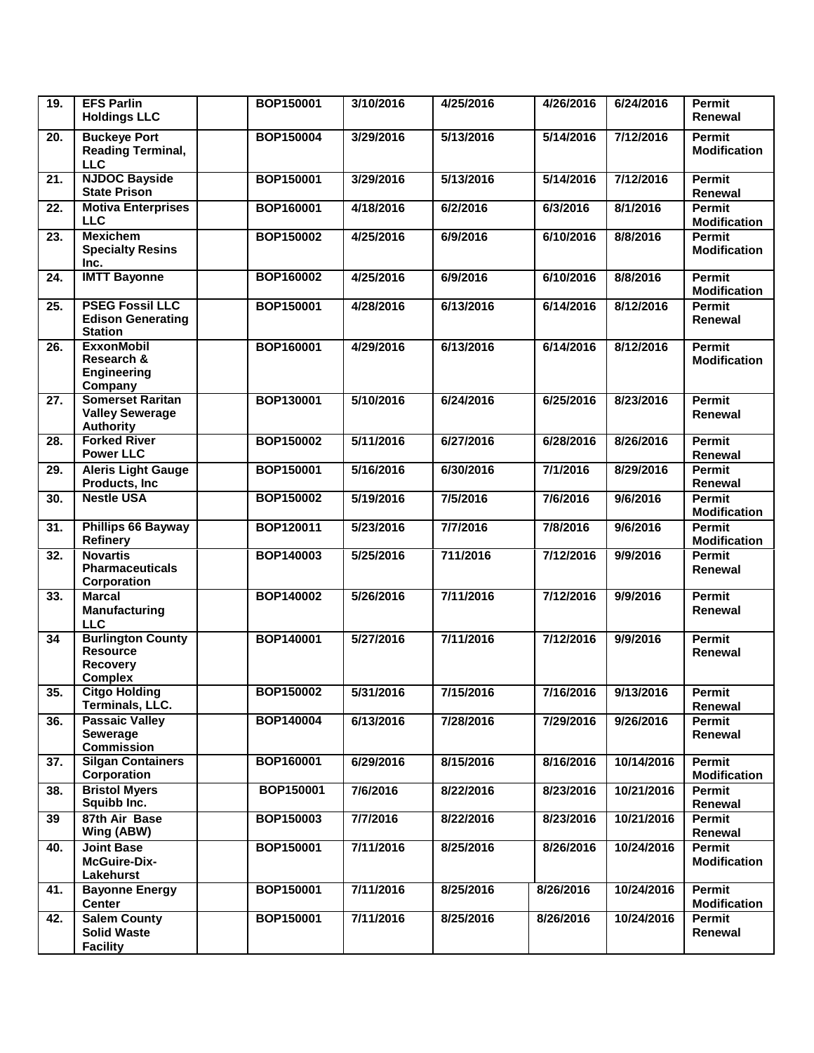| 19. | EFS Parlin Holdings LLC | | BOP150001 | 3/10/2016 | 4/25/2016 | 4/26/2016 | 6/24/2016 | Permit Renewal |
|---|---|---|---|---|---|---|---|---|
| 20. | Buckeye Port Reading Terminal, LLC | | BOP150004 | 3/29/2016 | 5/13/2016 | 5/14/2016 | 7/12/2016 | Permit Modification |
| 21. | NJDOC Bayside State Prison | | BOP150001 | 3/29/2016 | 5/13/2016 | 5/14/2016 | 7/12/2016 | Permit Renewal |
| 22. | Motiva Enterprises LLC | | BOP160001 | 4/18/2016 | 6/2/2016 | 6/3/2016 | 8/1/2016 | Permit Modification |
| 23. | Mexichem Specialty Resins Inc. | | BOP150002 | 4/25/2016 | 6/9/2016 | 6/10/2016 | 8/8/2016 | Permit Modification |
| 24. | IMTT Bayonne | | BOP160002 | 4/25/2016 | 6/9/2016 | 6/10/2016 | 8/8/2016 | Permit Modification |
| 25. | PSEG Fossil LLC Edison Generating Station | | BOP150001 | 4/28/2016 | 6/13/2016 | 6/14/2016 | 8/12/2016 | Permit Renewal |
| 26. | ExxonMobil Research & Engineering Company | | BOP160001 | 4/29/2016 | 6/13/2016 | 6/14/2016 | 8/12/2016 | Permit Modification |
| 27. | Somerset Raritan Valley Sewerage Authority | | BOP130001 | 5/10/2016 | 6/24/2016 | 6/25/2016 | 8/23/2016 | Permit Renewal |
| 28. | Forked River Power LLC | | BOP150002 | 5/11/2016 | 6/27/2016 | 6/28/2016 | 8/26/2016 | Permit Renewal |
| 29. | Aleris Light Gauge Products, Inc | | BOP150001 | 5/16/2016 | 6/30/2016 | 7/1/2016 | 8/29/2016 | Permit Renewal |
| 30. | Nestle USA | | BOP150002 | 5/19/2016 | 7/5/2016 | 7/6/2016 | 9/6/2016 | Permit Modification |
| 31. | Phillips 66 Bayway Refinery | | BOP120011 | 5/23/2016 | 7/7/2016 | 7/8/2016 | 9/6/2016 | Permit Modification |
| 32. | Novartis Pharmaceuticals Corporation | | BOP140003 | 5/25/2016 | 711/2016 | 7/12/2016 | 9/9/2016 | Permit Renewal |
| 33. | Marcal Manufacturing LLC | | BOP140002 | 5/26/2016 | 7/11/2016 | 7/12/2016 | 9/9/2016 | Permit Renewal |
| 34 | Burlington County Resource Recovery Complex | | BOP140001 | 5/27/2016 | 7/11/2016 | 7/12/2016 | 9/9/2016 | Permit Renewal |
| 35. | Citgo Holding Terminals, LLC. | | BOP150002 | 5/31/2016 | 7/15/2016 | 7/16/2016 | 9/13/2016 | Permit Renewal |
| 36. | Passaic Valley Sewerage Commission | | BOP140004 | 6/13/2016 | 7/28/2016 | 7/29/2016 | 9/26/2016 | Permit Renewal |
| 37. | Silgan Containers Corporation | | BOP160001 | 6/29/2016 | 8/15/2016 | 8/16/2016 | 10/14/2016 | Permit Modification |
| 38. | Bristol Myers Squibb Inc. | | BOP150001 | 7/6/2016 | 8/22/2016 | 8/23/2016 | 10/21/2016 | Permit Renewal |
| 39 | 87th Air Base Wing (ABW) | | BOP150003 | 7/7/2016 | 8/22/2016 | 8/23/2016 | 10/21/2016 | Permit Renewal |
| 40. | Joint Base McGuire-Dix-Lakehurst | | BOP150001 | 7/11/2016 | 8/25/2016 | 8/26/2016 | 10/24/2016 | Permit Modification |
| 41. | Bayonne Energy Center | | BOP150001 | 7/11/2016 | 8/25/2016 | 8/26/2016 | 10/24/2016 | Permit Modification |
| 42. | Salem County Solid Waste Facility | | BOP150001 | 7/11/2016 | 8/25/2016 | 8/26/2016 | 10/24/2016 | Permit Renewal |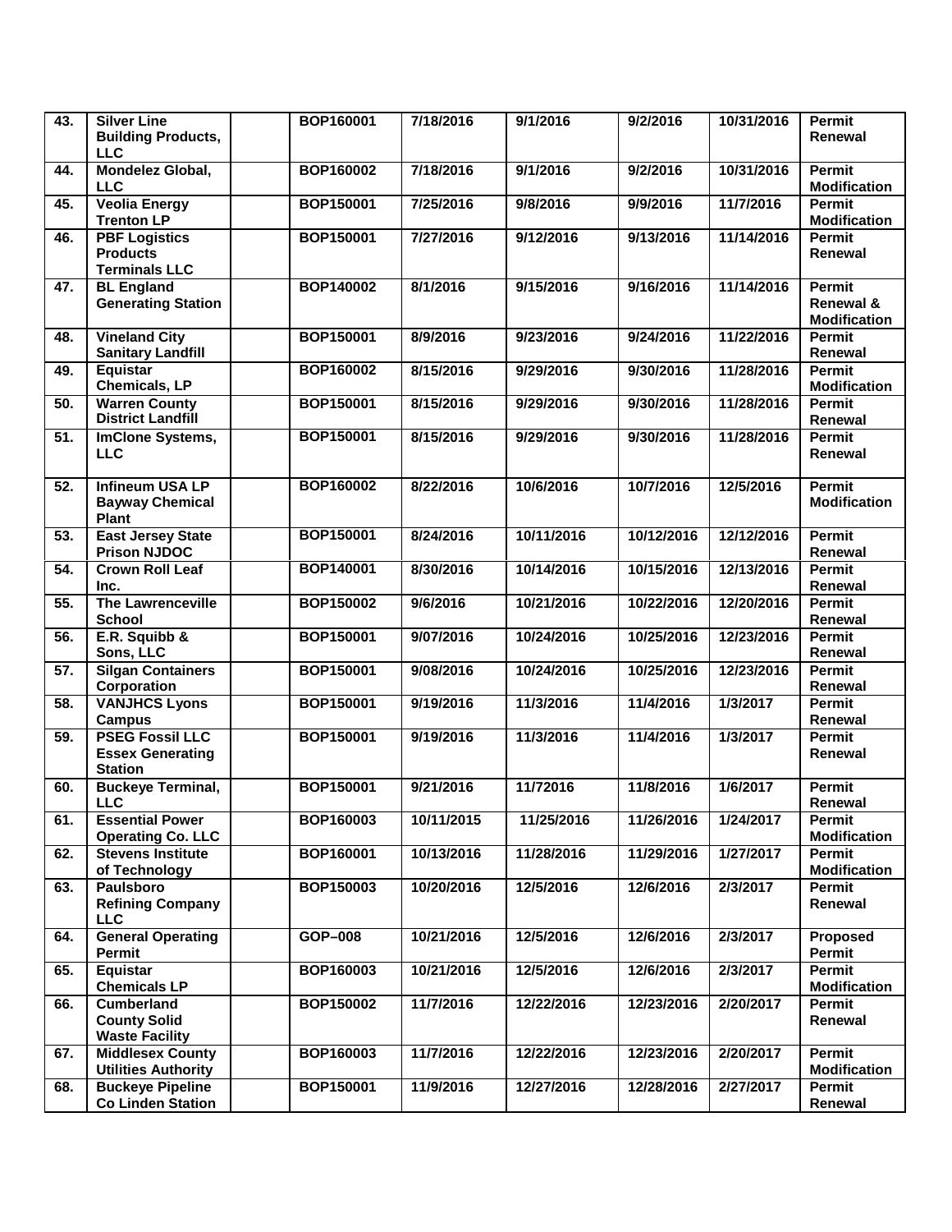| 43. | Silver Line Building Products, LLC | | BOP160001 | 7/18/2016 | 9/1/2016 | 9/2/2016 | 10/31/2016 | Permit Renewal |
|---|---|---|---|---|---|---|---|---|
| 44. | Mondelez Global, LLC | | BOP160002 | 7/18/2016 | 9/1/2016 | 9/2/2016 | 10/31/2016 | Permit Modification |
| 45. | Veolia Energy Trenton LP | | BOP150001 | 7/25/2016 | 9/8/2016 | 9/9/2016 | 11/7/2016 | Permit Modification |
| 46. | PBF Logistics Products Terminals LLC | | BOP150001 | 7/27/2016 | 9/12/2016 | 9/13/2016 | 11/14/2016 | Permit Renewal |
| 47. | BL England Generating Station | | BOP140002 | 8/1/2016 | 9/15/2016 | 9/16/2016 | 11/14/2016 | Permit Renewal & Modification |
| 48. | Vineland City Sanitary Landfill | | BOP150001 | 8/9/2016 | 9/23/2016 | 9/24/2016 | 11/22/2016 | Permit Renewal |
| 49. | Equistar Chemicals, LP | | BOP160002 | 8/15/2016 | 9/29/2016 | 9/30/2016 | 11/28/2016 | Permit Modification |
| 50. | Warren County District Landfill | | BOP150001 | 8/15/2016 | 9/29/2016 | 9/30/2016 | 11/28/2016 | Permit Renewal |
| 51. | ImClone Systems, LLC | | BOP150001 | 8/15/2016 | 9/29/2016 | 9/30/2016 | 11/28/2016 | Permit Renewal |
| 52. | Infineum USA LP Bayway Chemical Plant | | BOP160002 | 8/22/2016 | 10/6/2016 | 10/7/2016 | 12/5/2016 | Permit Modification |
| 53. | East Jersey State Prison NJDOC | | BOP150001 | 8/24/2016 | 10/11/2016 | 10/12/2016 | 12/12/2016 | Permit Renewal |
| 54. | Crown Roll Leaf Inc. | | BOP140001 | 8/30/2016 | 10/14/2016 | 10/15/2016 | 12/13/2016 | Permit Renewal |
| 55. | The Lawrenceville School | | BOP150002 | 9/6/2016 | 10/21/2016 | 10/22/2016 | 12/20/2016 | Permit Renewal |
| 56. | E.R. Squibb & Sons, LLC | | BOP150001 | 9/07/2016 | 10/24/2016 | 10/25/2016 | 12/23/2016 | Permit Renewal |
| 57. | Silgan Containers Corporation | | BOP150001 | 9/08/2016 | 10/24/2016 | 10/25/2016 | 12/23/2016 | Permit Renewal |
| 58. | VANJHCS Lyons Campus | | BOP150001 | 9/19/2016 | 11/3/2016 | 11/4/2016 | 1/3/2017 | Permit Renewal |
| 59. | PSEG Fossil LLC Essex Generating Station | | BOP150001 | 9/19/2016 | 11/3/2016 | 11/4/2016 | 1/3/2017 | Permit Renewal |
| 60. | Buckeye Terminal, LLC | | BOP150001 | 9/21/2016 | 11/72016 | 11/8/2016 | 1/6/2017 | Permit Renewal |
| 61. | Essential Power Operating Co. LLC | | BOP160003 | 10/11/2015 | 11/25/2016 | 11/26/2016 | 1/24/2017 | Permit Modification |
| 62. | Stevens Institute of Technology | | BOP160001 | 10/13/2016 | 11/28/2016 | 11/29/2016 | 1/27/2017 | Permit Modification |
| 63. | Paulsboro Refining Company LLC | | BOP150003 | 10/20/2016 | 12/5/2016 | 12/6/2016 | 2/3/2017 | Permit Renewal |
| 64. | General Operating Permit | | GOP–008 | 10/21/2016 | 12/5/2016 | 12/6/2016 | 2/3/2017 | Proposed Permit |
| 65. | Equistar Chemicals LP | | BOP160003 | 10/21/2016 | 12/5/2016 | 12/6/2016 | 2/3/2017 | Permit Modification |
| 66. | Cumberland County Solid Waste Facility | | BOP150002 | 11/7/2016 | 12/22/2016 | 12/23/2016 | 2/20/2017 | Permit Renewal |
| 67. | Middlesex County Utilities Authority | | BOP160003 | 11/7/2016 | 12/22/2016 | 12/23/2016 | 2/20/2017 | Permit Modification |
| 68. | Buckeye Pipeline Co Linden Station | | BOP150001 | 11/9/2016 | 12/27/2016 | 12/28/2016 | 2/27/2017 | Permit Renewal |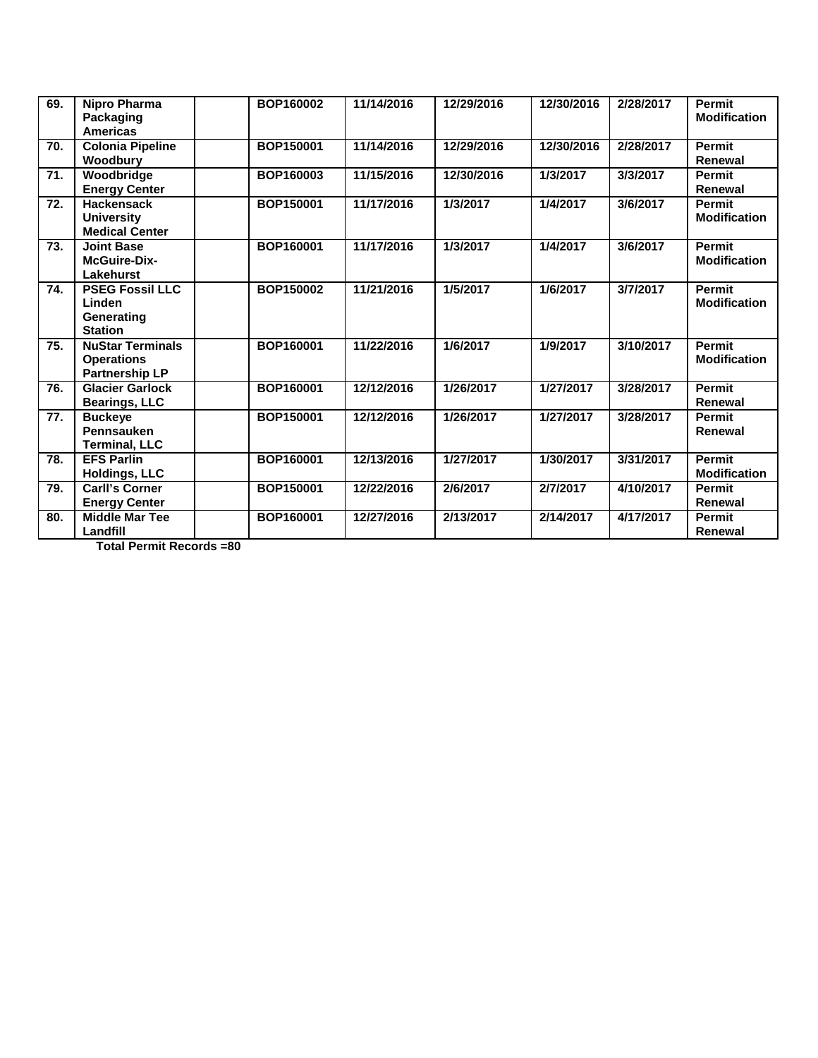| 69. | Nipro Pharma Packaging Americas | | BOP160002 | 11/14/2016 | 12/29/2016 | 12/30/2016 | 2/28/2017 | Permit Modification |
|---|---|---|---|---|---|---|---|---|
| 70. | Colonia Pipeline Woodbury | | BOP150001 | 11/14/2016 | 12/29/2016 | 12/30/2016 | 2/28/2017 | Permit Renewal |
| 71. | Woodbridge Energy Center | | BOP160003 | 11/15/2016 | 12/30/2016 | 1/3/2017 | 3/3/2017 | Permit Renewal |
| 72. | Hackensack University Medical Center | | BOP150001 | 11/17/2016 | 1/3/2017 | 1/4/2017 | 3/6/2017 | Permit Modification |
| 73. | Joint Base McGuire-Dix-Lakehurst | | BOP160001 | 11/17/2016 | 1/3/2017 | 1/4/2017 | 3/6/2017 | Permit Modification |
| 74. | PSEG Fossil LLC Linden Generating Station | | BOP150002 | 11/21/2016 | 1/5/2017 | 1/6/2017 | 3/7/2017 | Permit Modification |
| 75. | NuStar Terminals Operations Partnership LP | | BOP160001 | 11/22/2016 | 1/6/2017 | 1/9/2017 | 3/10/2017 | Permit Modification |
| 76. | Glacier Garlock Bearings, LLC | | BOP160001 | 12/12/2016 | 1/26/2017 | 1/27/2017 | 3/28/2017 | Permit Renewal |
| 77. | Buckeye Pennsauken Terminal, LLC | | BOP150001 | 12/12/2016 | 1/26/2017 | 1/27/2017 | 3/28/2017 | Permit Renewal |
| 78. | EFS Parlin Holdings, LLC | | BOP160001 | 12/13/2016 | 1/27/2017 | 1/30/2017 | 3/31/2017 | Permit Modification |
| 79. | Carll's Corner Energy Center | | BOP150001 | 12/22/2016 | 2/6/2017 | 2/7/2017 | 4/10/2017 | Permit Renewal |
| 80. | Middle Mar Tee Landfill | | BOP160001 | 12/27/2016 | 2/13/2017 | 2/14/2017 | 4/17/2017 | Permit Renewal |

**Total Permit Records =80**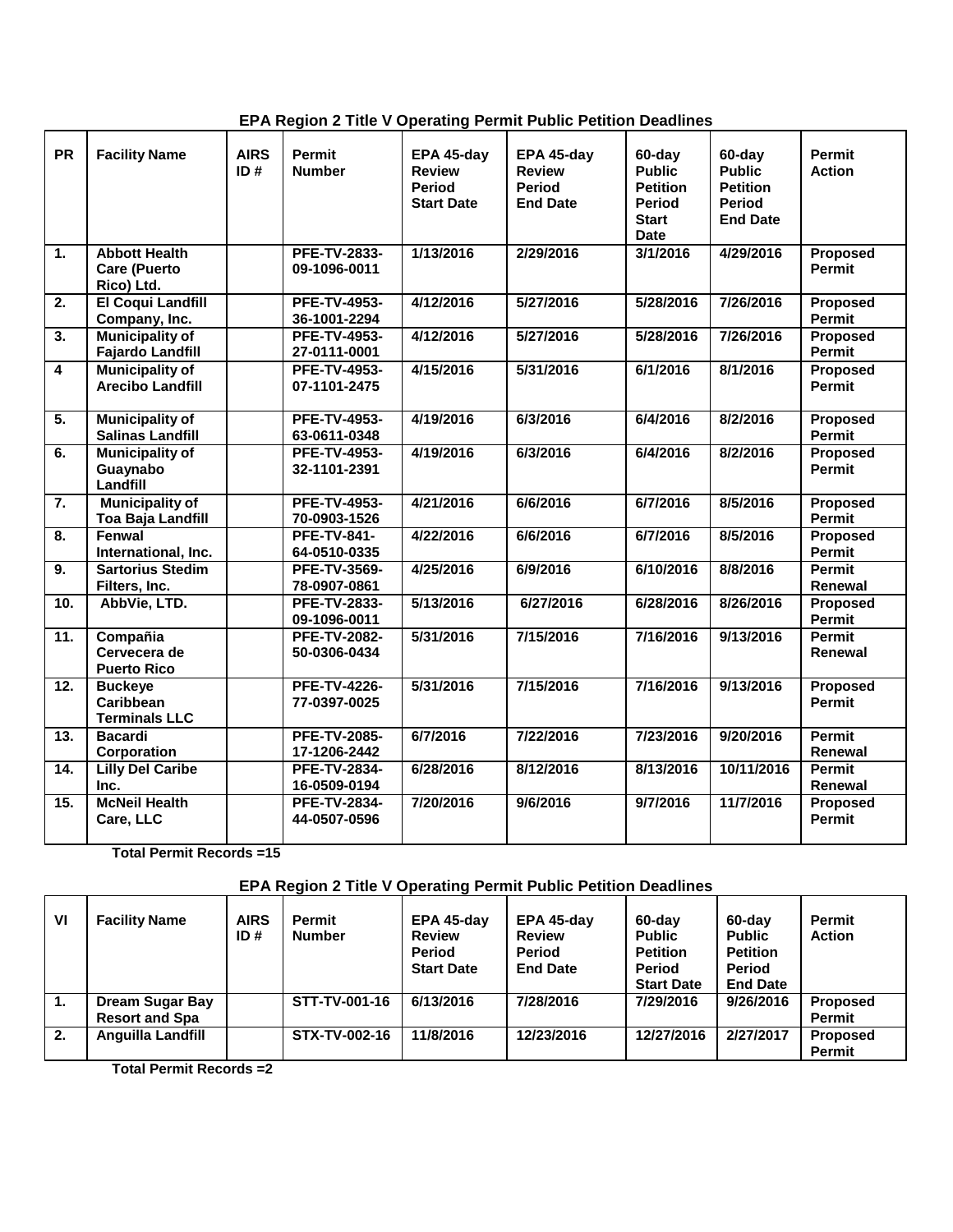## EPA Region 2 Title V Operating Permit Public Petition Deadlines

| PR | Facility Name | AIRS ID # | Permit Number | EPA 45-day Review Period Start Date | EPA 45-day Review Period End Date | 60-day Public Petition Period Start Date | 60-day Public Petition Period End Date | Permit Action |
|---|---|---|---|---|---|---|---|---|
| 1. | Abbott Health Care (Puerto Rico) Ltd. | | PFE-TV-2833-09-1096-0011 | 1/13/2016 | 2/29/2016 | 3/1/2016 | 4/29/2016 | Proposed Permit |
| 2. | El Coqui Landfill Company, Inc. | | PFE-TV-4953-36-1001-2294 | 4/12/2016 | 5/27/2016 | 5/28/2016 | 7/26/2016 | Proposed Permit |
| 3. | Municipality of Fajardo Landfill | | PFE-TV-4953-27-0111-0001 | 4/12/2016 | 5/27/2016 | 5/28/2016 | 7/26/2016 | Proposed Permit |
| 4 | Municipality of Arecibo Landfill | | PFE-TV-4953-07-1101-2475 | 4/15/2016 | 5/31/2016 | 6/1/2016 | 8/1/2016 | Proposed Permit |
| 5. | Municipality of Salinas Landfill | | PFE-TV-4953-63-0611-0348 | 4/19/2016 | 6/3/2016 | 6/4/2016 | 8/2/2016 | Proposed Permit |
| 6. | Municipality of Guaynabo Landfill | | PFE-TV-4953-32-1101-2391 | 4/19/2016 | 6/3/2016 | 6/4/2016 | 8/2/2016 | Proposed Permit |
| 7. | Municipality of Toa Baja Landfill | | PFE-TV-4953-70-0903-1526 | 4/21/2016 | 6/6/2016 | 6/7/2016 | 8/5/2016 | Proposed Permit |
| 8. | Fenwal International, Inc. | | PFE-TV-841-64-0510-0335 | 4/22/2016 | 6/6/2016 | 6/7/2016 | 8/5/2016 | Proposed Permit |
| 9. | Sartorius Stedim Filters, Inc. | | PFE-TV-3569-78-0907-0861 | 4/25/2016 | 6/9/2016 | 6/10/2016 | 8/8/2016 | Permit Renewal |
| 10. | AbbVie, LTD. | | PFE-TV-2833-09-1096-0011 | 5/13/2016 | 6/27/2016 | 6/28/2016 | 8/26/2016 | Proposed Permit |
| 11. | Compañia Cervecera de Puerto Rico | | PFE-TV-2082-50-0306-0434 | 5/31/2016 | 7/15/2016 | 7/16/2016 | 9/13/2016 | Permit Renewal |
| 12. | Buckeye Caribbean Terminals LLC | | PFE-TV-4226-77-0397-0025 | 5/31/2016 | 7/15/2016 | 7/16/2016 | 9/13/2016 | Proposed Permit |
| 13. | Bacardi Corporation | | PFE-TV-2085-17-1206-2442 | 6/7/2016 | 7/22/2016 | 7/23/2016 | 9/20/2016 | Permit Renewal |
| 14. | Lilly Del Caribe Inc. | | PFE-TV-2834-16-0509-0194 | 6/28/2016 | 8/12/2016 | 8/13/2016 | 10/11/2016 | Permit Renewal |
| 15. | McNeil Health Care, LLC | | PFE-TV-2834-44-0507-0596 | 7/20/2016 | 9/6/2016 | 9/7/2016 | 11/7/2016 | Proposed Permit |

**Total Permit Records =15**

## EPA Region 2 Title V Operating Permit Public Petition Deadlines

| VI | Facility Name | AIRS ID # | Permit Number | EPA 45-day Review Period Start Date | EPA 45-day Review Period End Date | 60-day Public Petition Period Start Date | 60-day Public Petition Period End Date | Permit Action |
|---|---|---|---|---|---|---|---|---|
| 1. | Dream Sugar Bay Resort and Spa | | STT-TV-001-16 | 6/13/2016 | 7/28/2016 | 7/29/2016 | 9/26/2016 | Proposed Permit |
| 2. | Anguilla Landfill | | STX-TV-002-16 | 11/8/2016 | 12/23/2016 | 12/27/2016 | 2/27/2017 | Proposed Permit |

**Total Permit Records =2**